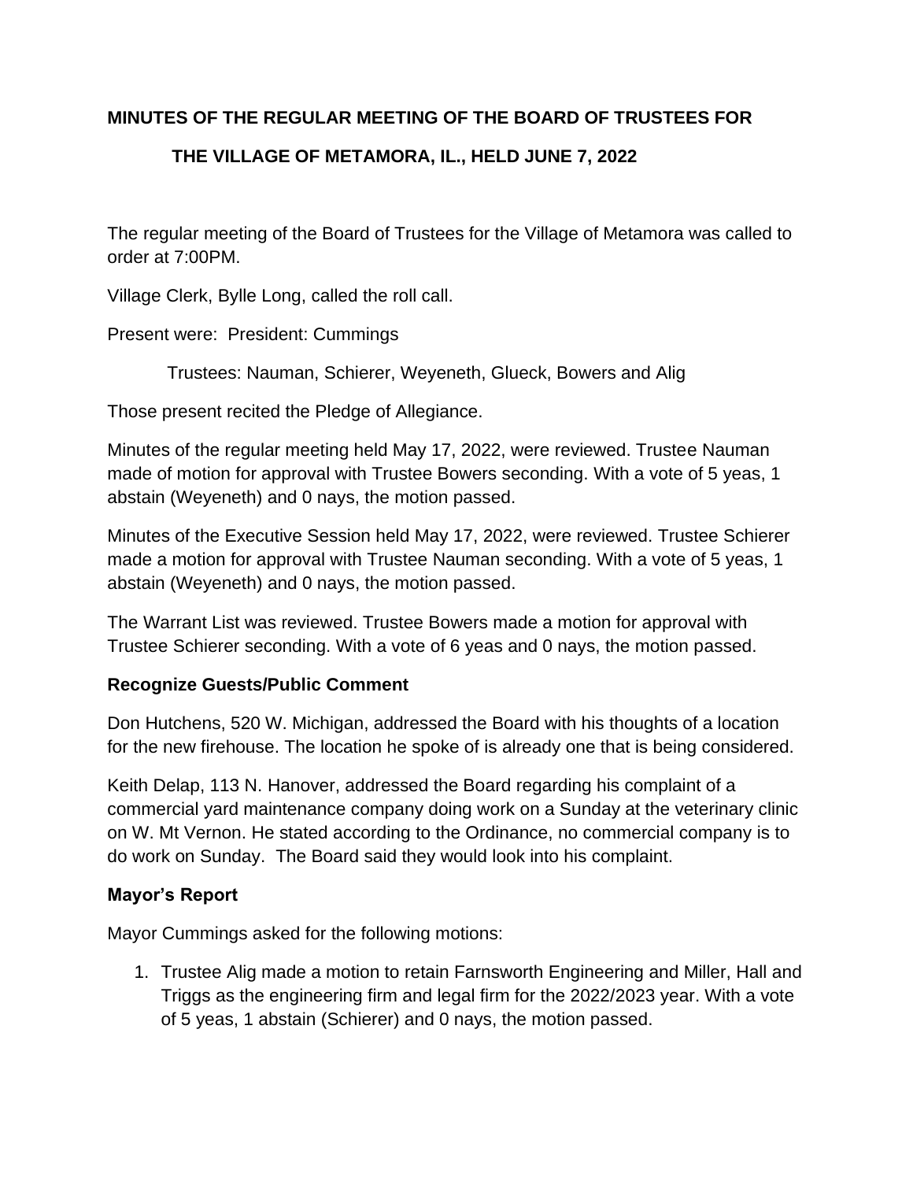**MINUTES OF THE REGULAR MEETING OF THE BOARD OF TRUSTEES FOR THE VILLAGE OF METAMORA, IL., HELD JUNE 7, 2022**

The regular meeting of the Board of Trustees for the Village of Metamora was called to order at 7:00PM.

Village Clerk, Bylle Long, called the roll call.

Present were: President: Cummings

Trustees: Nauman, Schierer, Weyeneth, Glueck, Bowers and Alig

Those present recited the Pledge of Allegiance.

Minutes of the regular meeting held May 17, 2022, were reviewed. Trustee Nauman made of motion for approval with Trustee Bowers seconding. With a vote of 5 yeas, 1 abstain (Weyeneth) and 0 nays, the motion passed.

Minutes of the Executive Session held May 17, 2022, were reviewed. Trustee Schierer made a motion for approval with Trustee Nauman seconding. With a vote of 5 yeas, 1 abstain (Weyeneth) and 0 nays, the motion passed.

The Warrant List was reviewed. Trustee Bowers made a motion for approval with Trustee Schierer seconding. With a vote of 6 yeas and 0 nays, the motion passed.

**Recognize Guests/Public Comment**

Don Hutchens, 520 W. Michigan, addressed the Board with his thoughts of a location for the new firehouse. The location he spoke of is already one that is being considered.

Keith Delap, 113 N. Hanover, addressed the Board regarding his complaint of a commercial yard maintenance company doing work on a Sunday at the veterinary clinic on W. Mt Vernon. He stated according to the Ordinance, no commercial company is to do work on Sunday. The Board said they would look into his complaint.

**Mayor's Report**

Mayor Cummings asked for the following motions:

1. Trustee Alig made a motion to retain Farnsworth Engineering and Miller, Hall and Triggs as the engineering firm and legal firm for the 2022/2023 year. With a vote of 5 yeas, 1 abstain (Schierer) and 0 nays, the motion passed.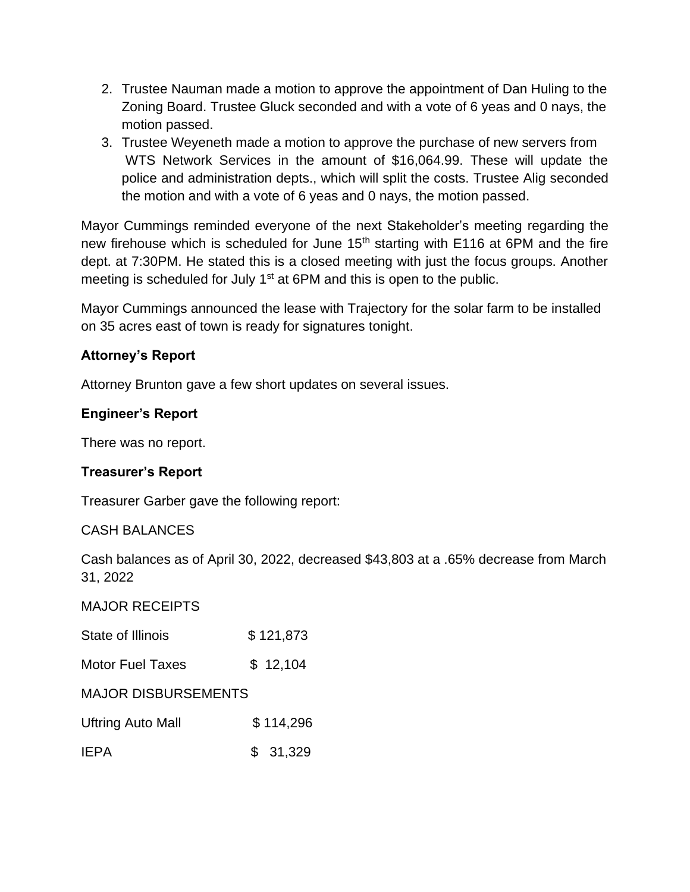2. Trustee Nauman made a motion to approve the appointment of Dan Huling to the Zoning Board. Trustee Gluck seconded and with a vote of 6 yeas and 0 nays, the motion passed.
3. Trustee Weyeneth made a motion to approve the purchase of new servers from WTS Network Services in the amount of $16,064.99. These will update the police and administration depts., which will split the costs. Trustee Alig seconded the motion and with a vote of 6 yeas and 0 nays, the motion passed.

Mayor Cummings reminded everyone of the next Stakeholder's meeting regarding the new firehouse which is scheduled for June 15th starting with E116 at 6PM and the fire dept. at 7:30PM. He stated this is a closed meeting with just the focus groups. Another meeting is scheduled for July 1st at 6PM and this is open to the public.

Mayor Cummings announced the lease with Trajectory for the solar farm to be installed on 35 acres east of town is ready for signatures tonight.

**Attorney's Report**

Attorney Brunton gave a few short updates on several issues.

**Engineer's Report**

There was no report.

**Treasurer's Report**

Treasurer Garber gave the following report:

CASH BALANCES

Cash balances as of April 30, 2022, decreased $43,803 at a .65% decrease from March 31, 2022

MAJOR RECEIPTS

| | |
|---|---|
| State of Illinois | $ 121,873 |
| Motor Fuel Taxes | $ 12,104 |

MAJOR DISBURSEMENTS

| | |
|---|---|
| Uftring Auto Mall | $ 114,296 |
| IEPA | $ 31,329 |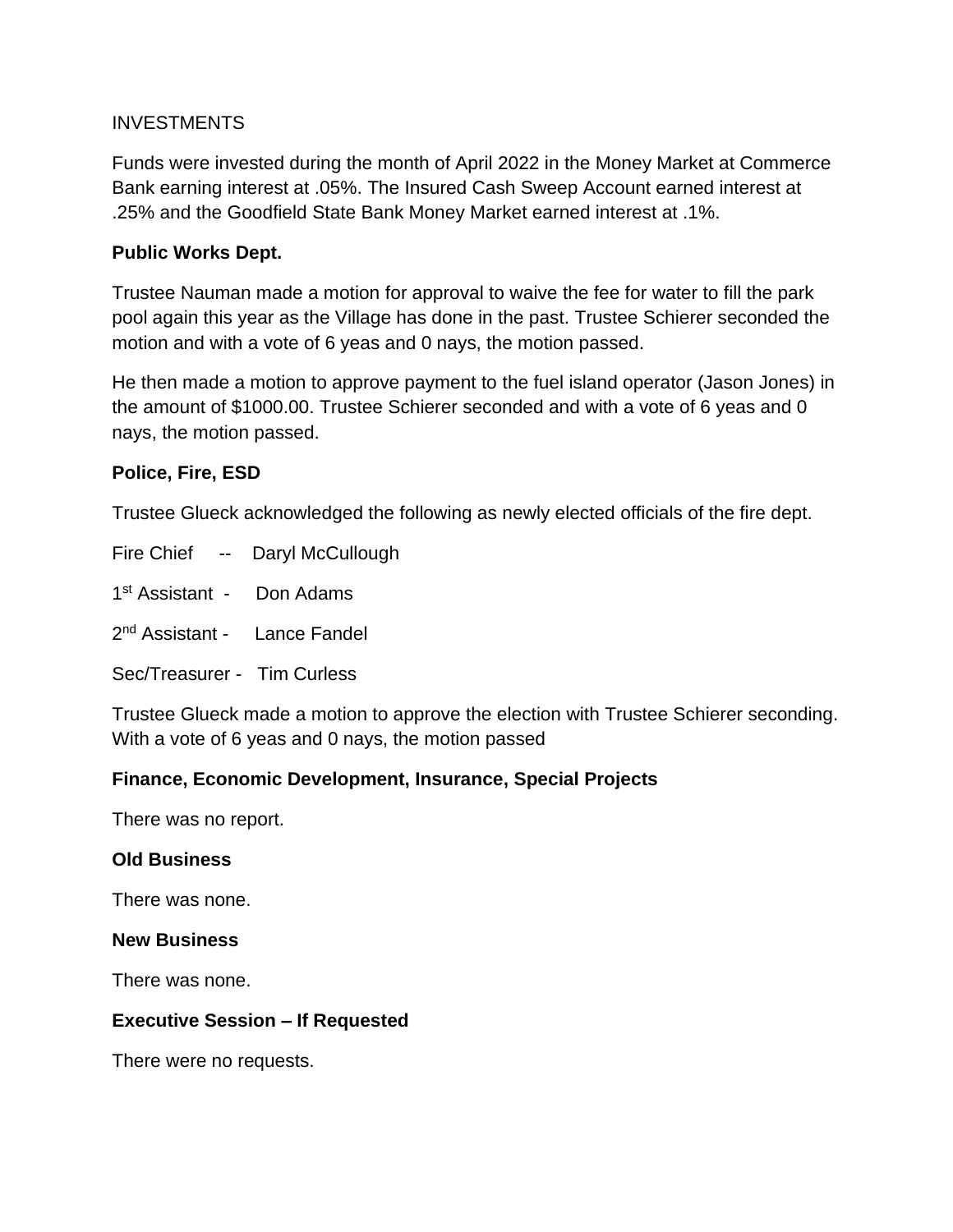INVESTMENTS

Funds were invested during the month of April 2022 in the Money Market at Commerce Bank earning interest at .05%. The Insured Cash Sweep Account earned interest at .25% and the Goodfield State Bank Money Market earned interest at .1%.

**Public Works Dept.**

Trustee Nauman made a motion for approval to waive the fee for water to fill the park pool again this year as the Village has done in the past. Trustee Schierer seconded the motion and with a vote of 6 yeas and 0 nays, the motion passed.

He then made a motion to approve payment to the fuel island operator (Jason Jones) in the amount of $1000.00. Trustee Schierer seconded and with a vote of 6 yeas and 0 nays, the motion passed.

**Police, Fire, ESD**

Trustee Glueck acknowledged the following as newly elected officials of the fire dept.

Fire Chief -- Daryl McCullough

1st Assistant - Don Adams

2nd Assistant - Lance Fandel

Sec/Treasurer - Tim Curless

Trustee Glueck made a motion to approve the election with Trustee Schierer seconding. With a vote of 6 yeas and 0 nays, the motion passed

**Finance, Economic Development, Insurance, Special Projects**

There was no report.

**Old Business**

There was none.

**New Business**

There was none.

**Executive Session – If Requested**

There were no requests.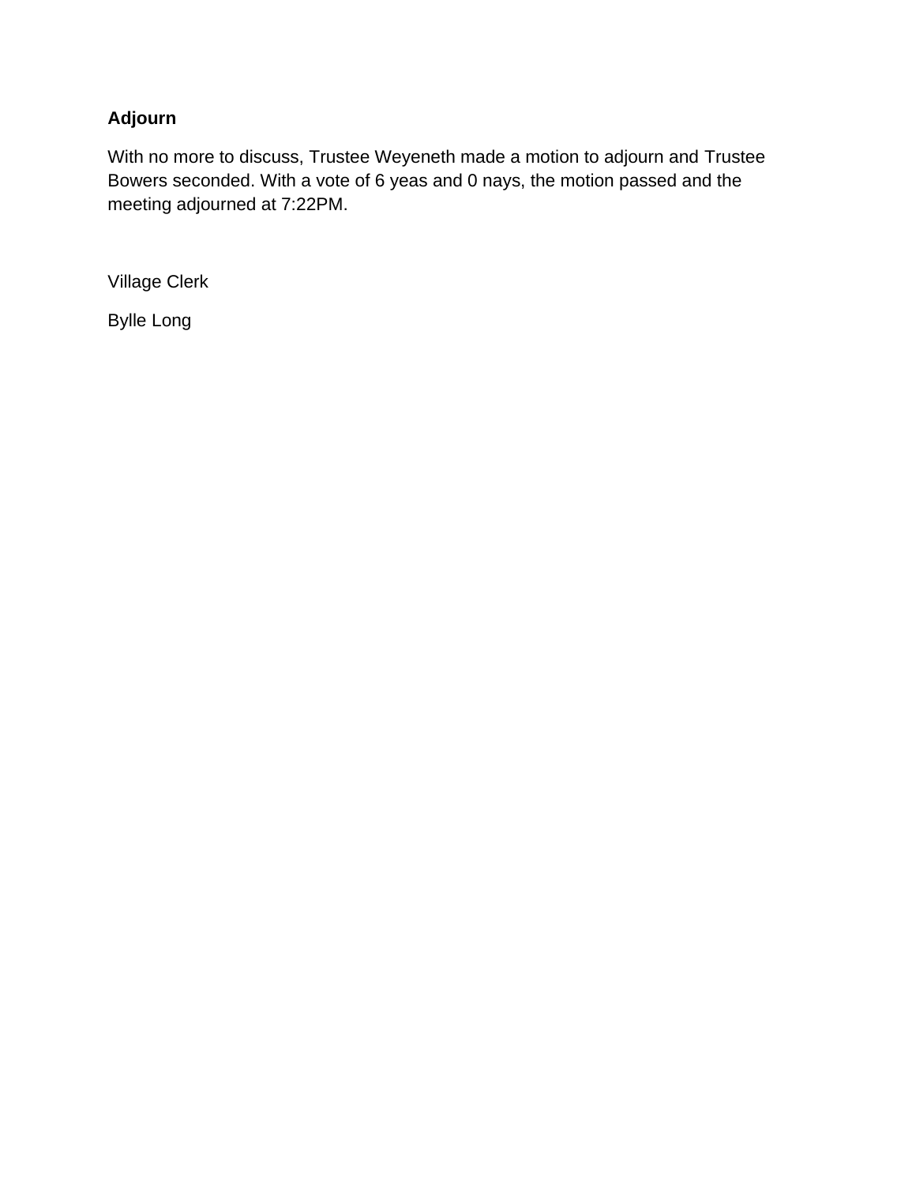**Adjourn**

With no more to discuss, Trustee Weyeneth made a motion to adjourn and Trustee Bowers seconded. With a vote of 6 yeas and 0 nays, the motion passed and the meeting adjourned at 7:22PM.

Village Clerk

Bylle Long